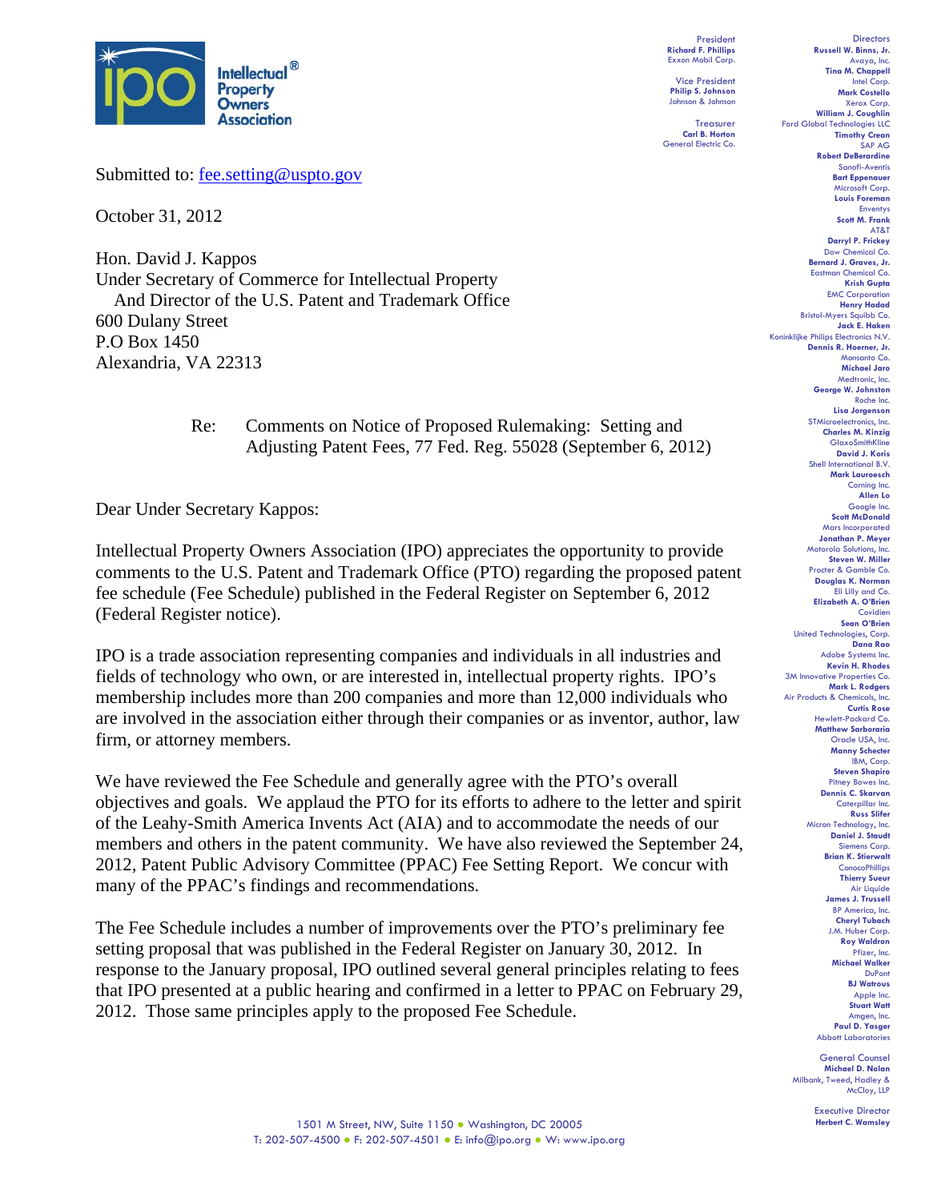Intellectual® Property Owners Association

President
**Richard F. Phillips**
Exxon Mobil Corp.

Vice President
**Philip S. Johnson**
Johnson & Johnson

Treasurer
**Carl B. Horton**
General Electric Co.

Directors
**Russell W. Binns, Jr.**
Avaya, Inc.
**Tina M. Chappell**
Intel Corp.
**Mark Costello**
Xerox Corp.
**William J. Coughlin**
Ford Global Technologies LLC
**Timothy Crean**
SAP AG
**Robert DeBerardine**
Sanofi-Aventis
**Bart Eppenauer**
Microsoft Corp.
**Louis Foreman**
Enventys
**Scott M. Frank**
AT&T
**Darryl P. Frickey**
Dow Chemical Co.
**Bernard J. Graves, Jr.**
Eastman Chemical Co.
**Krish Gupta**
EMC Corporation
**Henry Hadad**
Bristol-Myers Squibb Co.
**Jack E. Haken**
Koninklijke Philips Electronics N.V.
**Dennis R. Hoerner, Jr.**
Monsanto Co.
**Michael Jaro**
Medtronic, Inc.
**George W. Johnston**
Roche Inc.
**Lisa Jorgenson**
STMicroelectronics, Inc.
**Charles M. Kinzig**
GlaxoSmithKline
**David J. Koris**
Shell International B.V.
**Mark Lauroesch**
Corning Inc.
**Allen Lo**
Google Inc.
**Scott McDonald**
Mars Incorporated
**Jonathan P. Meyer**
Motorola Solutions, Inc.
**Steven W. Miller**
Procter & Gamble Co.
**Douglas K. Norman**
Eli Lilly and Co.
**Elizabeth A. O'Brien**
Covidien
**Sean O'Brien**
United Technologies, Corp.
**Dana Rao**
Adobe Systems Inc.
**Kevin H. Rhodes**
3M Innovative Properties Co.
**Mark L. Rodgers**
Air Products & Chemicals, Inc.
**Curtis Rose**
Hewlett-Packard Co.
**Matthew Sarboraria**
Oracle USA, Inc.
**Manny Schecter**
IBM, Corp.
**Steven Shapiro**
Pitney Bowes Inc.
**Dennis C. Skarvan**
Caterpillar Inc.
**Russ Slifer**
Micron Technology, Inc.
**Daniel J. Staudt**
Siemens Corp.
**Brian K. Stierwalt**
ConocoPhillips
**Thierry Sueur**
Air Liquide
**James J. Trussell**
BP America, Inc.
**Cheryl Tubach**
J.M. Huber Corp.
**Roy Waldron**
Pfizer, Inc.
**Michael Walker**
DuPont
**BJ Watrous**
Apple Inc.
**Stuart Watt**
Amgen, Inc.
**Paul D. Yasger**
Abbott Laboratories

General Counsel
**Michael D. Nolan**
Milbank, Tweed, Hadley & McCloy, LLP

Executive Director
**Herbert C. Wamsley**

Submitted to: fee.setting@uspto.gov

October 31, 2012

Hon. David J. Kappos
Under Secretary of Commerce for Intellectual Property
And Director of the U.S. Patent and Trademark Office
600 Dulany Street
P.O Box 1450
Alexandria, VA 22313

Re: Comments on Notice of Proposed Rulemaking: Setting and Adjusting Patent Fees, 77 Fed. Reg. 55028 (September 6, 2012)

Dear Under Secretary Kappos:

Intellectual Property Owners Association (IPO) appreciates the opportunity to provide comments to the U.S. Patent and Trademark Office (PTO) regarding the proposed patent fee schedule (Fee Schedule) published in the Federal Register on September 6, 2012 (Federal Register notice).

IPO is a trade association representing companies and individuals in all industries and fields of technology who own, or are interested in, intellectual property rights. IPO's membership includes more than 200 companies and more than 12,000 individuals who are involved in the association either through their companies or as inventor, author, law firm, or attorney members.

We have reviewed the Fee Schedule and generally agree with the PTO's overall objectives and goals. We applaud the PTO for its efforts to adhere to the letter and spirit of the Leahy-Smith America Invents Act (AIA) and to accommodate the needs of our members and others in the patent community. We have also reviewed the September 24, 2012, Patent Public Advisory Committee (PPAC) Fee Setting Report. We concur with many of the PPAC's findings and recommendations.

The Fee Schedule includes a number of improvements over the PTO's preliminary fee setting proposal that was published in the Federal Register on January 30, 2012. In response to the January proposal, IPO outlined several general principles relating to fees that IPO presented at a public hearing and confirmed in a letter to PPAC on February 29, 2012. Those same principles apply to the proposed Fee Schedule.

1501 M Street, NW, Suite 1150 • Washington, DC 20005
T: 202-507-4500 • F: 202-507-4501 • E: info@ipo.org • W: www.ipo.org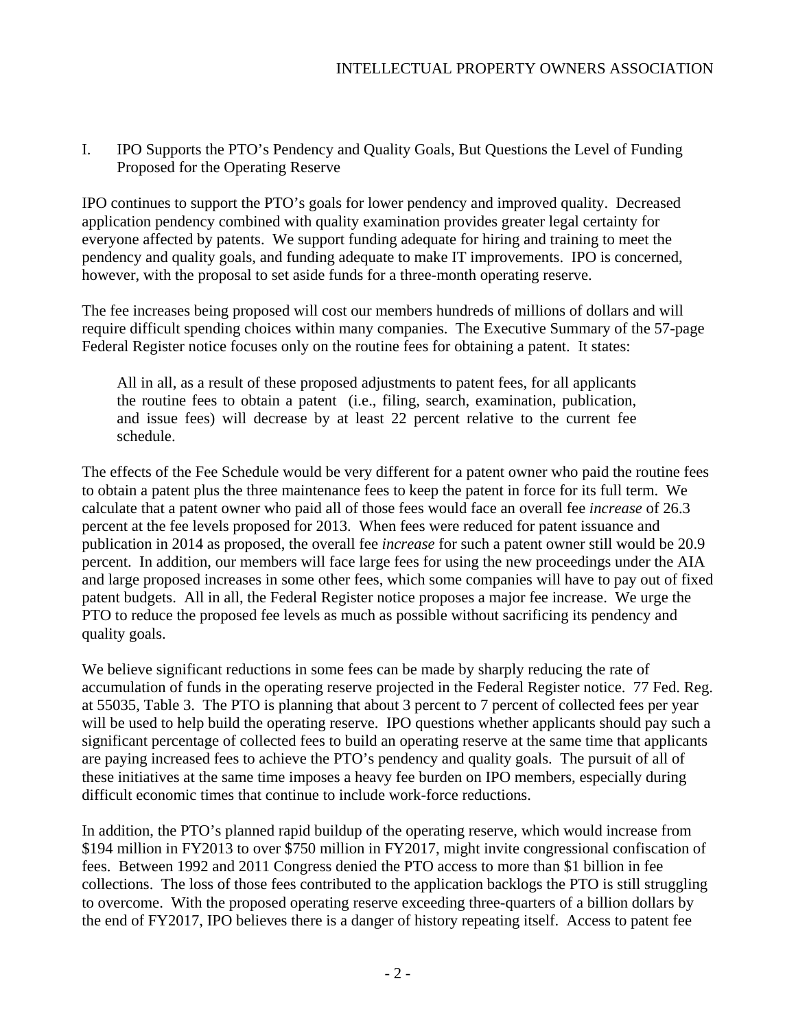## I. IPO Supports the PTO's Pendency and Quality Goals, But Questions the Level of Funding Proposed for the Operating Reserve

IPO continues to support the PTO's goals for lower pendency and improved quality. Decreased application pendency combined with quality examination provides greater legal certainty for everyone affected by patents. We support funding adequate for hiring and training to meet the pendency and quality goals, and funding adequate to make IT improvements. IPO is concerned, however, with the proposal to set aside funds for a three-month operating reserve.

The fee increases being proposed will cost our members hundreds of millions of dollars and will require difficult spending choices within many companies. The Executive Summary of the 57-page Federal Register notice focuses only on the routine fees for obtaining a patent. It states:

> All in all, as a result of these proposed adjustments to patent fees, for all applicants the routine fees to obtain a patent (i.e., filing, search, examination, publication, and issue fees) will decrease by at least 22 percent relative to the current fee schedule.

The effects of the Fee Schedule would be very different for a patent owner who paid the routine fees to obtain a patent plus the three maintenance fees to keep the patent in force for its full term. We calculate that a patent owner who paid all of those fees would face an overall fee *increase* of 26.3 percent at the fee levels proposed for 2013. When fees were reduced for patent issuance and publication in 2014 as proposed, the overall fee *increase* for such a patent owner still would be 20.9 percent. In addition, our members will face large fees for using the new proceedings under the AIA and large proposed increases in some other fees, which some companies will have to pay out of fixed patent budgets. All in all, the Federal Register notice proposes a major fee increase. We urge the PTO to reduce the proposed fee levels as much as possible without sacrificing its pendency and quality goals.

We believe significant reductions in some fees can be made by sharply reducing the rate of accumulation of funds in the operating reserve projected in the Federal Register notice. 77 Fed. Reg. at 55035, Table 3. The PTO is planning that about 3 percent to 7 percent of collected fees per year will be used to help build the operating reserve. IPO questions whether applicants should pay such a significant percentage of collected fees to build an operating reserve at the same time that applicants are paying increased fees to achieve the PTO's pendency and quality goals. The pursuit of all of these initiatives at the same time imposes a heavy fee burden on IPO members, especially during difficult economic times that continue to include work-force reductions.

In addition, the PTO's planned rapid buildup of the operating reserve, which would increase from $194 million in FY2013 to over $750 million in FY2017, might invite congressional confiscation of fees. Between 1992 and 2011 Congress denied the PTO access to more than $1 billion in fee collections. The loss of those fees contributed to the application backlogs the PTO is still struggling to overcome. With the proposed operating reserve exceeding three-quarters of a billion dollars by the end of FY2017, IPO believes there is a danger of history repeating itself. Access to patent fee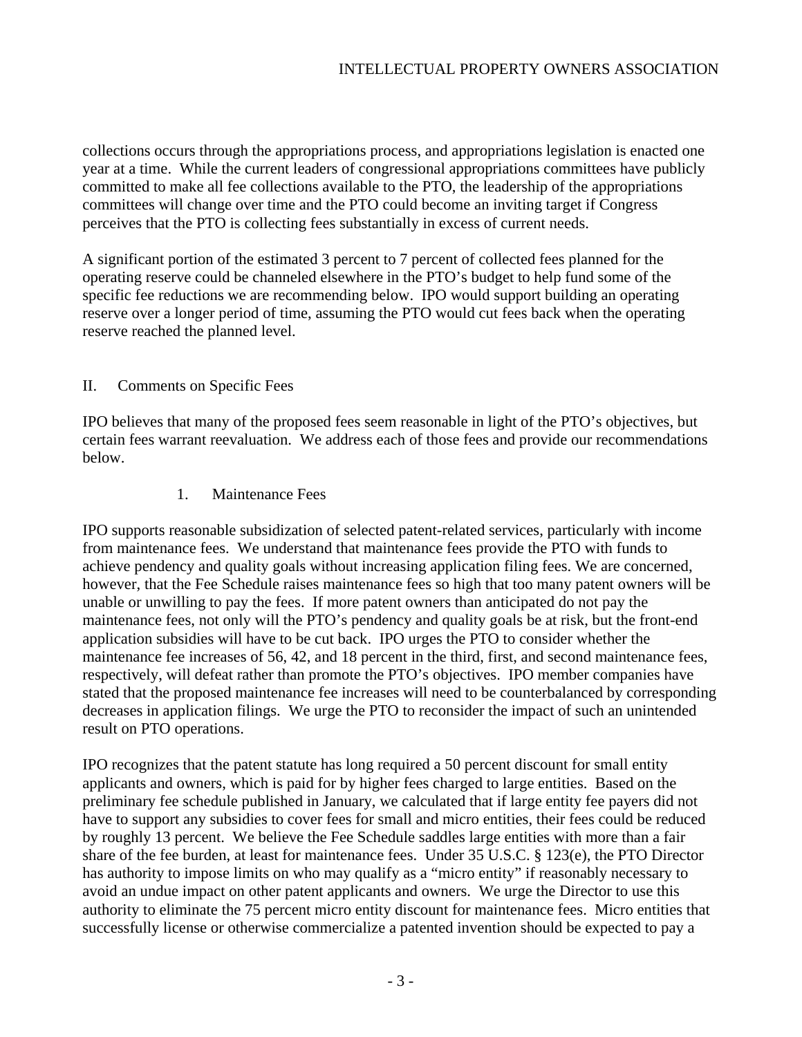collections occurs through the appropriations process, and appropriations legislation is enacted one year at a time. While the current leaders of congressional appropriations committees have publicly committed to make all fee collections available to the PTO, the leadership of the appropriations committees will change over time and the PTO could become an inviting target if Congress perceives that the PTO is collecting fees substantially in excess of current needs.

A significant portion of the estimated 3 percent to 7 percent of collected fees planned for the operating reserve could be channeled elsewhere in the PTO's budget to help fund some of the specific fee reductions we are recommending below. IPO would support building an operating reserve over a longer period of time, assuming the PTO would cut fees back when the operating reserve reached the planned level.

## II. Comments on Specific Fees

IPO believes that many of the proposed fees seem reasonable in light of the PTO's objectives, but certain fees warrant reevaluation. We address each of those fees and provide our recommendations below.

### 1. Maintenance Fees

IPO supports reasonable subsidization of selected patent-related services, particularly with income from maintenance fees. We understand that maintenance fees provide the PTO with funds to achieve pendency and quality goals without increasing application filing fees. We are concerned, however, that the Fee Schedule raises maintenance fees so high that too many patent owners will be unable or unwilling to pay the fees. If more patent owners than anticipated do not pay the maintenance fees, not only will the PTO's pendency and quality goals be at risk, but the front-end application subsidies will have to be cut back. IPO urges the PTO to consider whether the maintenance fee increases of 56, 42, and 18 percent in the third, first, and second maintenance fees, respectively, will defeat rather than promote the PTO's objectives. IPO member companies have stated that the proposed maintenance fee increases will need to be counterbalanced by corresponding decreases in application filings. We urge the PTO to reconsider the impact of such an unintended result on PTO operations.

IPO recognizes that the patent statute has long required a 50 percent discount for small entity applicants and owners, which is paid for by higher fees charged to large entities. Based on the preliminary fee schedule published in January, we calculated that if large entity fee payers did not have to support any subsidies to cover fees for small and micro entities, their fees could be reduced by roughly 13 percent. We believe the Fee Schedule saddles large entities with more than a fair share of the fee burden, at least for maintenance fees. Under 35 U.S.C. § 123(e), the PTO Director has authority to impose limits on who may qualify as a "micro entity" if reasonably necessary to avoid an undue impact on other patent applicants and owners. We urge the Director to use this authority to eliminate the 75 percent micro entity discount for maintenance fees. Micro entities that successfully license or otherwise commercialize a patented invention should be expected to pay a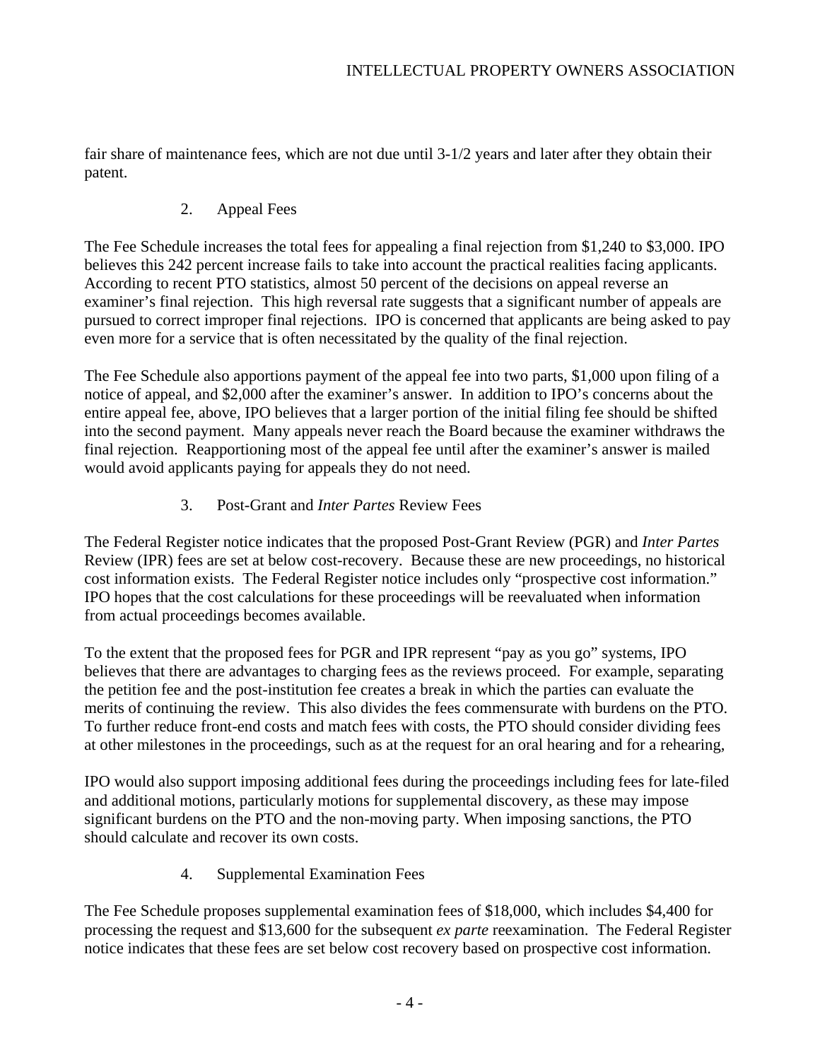fair share of maintenance fees, which are not due until 3-1/2 years and later after they obtain their patent.

### 2. Appeal Fees

The Fee Schedule increases the total fees for appealing a final rejection from $1,240 to $3,000. IPO believes this 242 percent increase fails to take into account the practical realities facing applicants. According to recent PTO statistics, almost 50 percent of the decisions on appeal reverse an examiner's final rejection. This high reversal rate suggests that a significant number of appeals are pursued to correct improper final rejections. IPO is concerned that applicants are being asked to pay even more for a service that is often necessitated by the quality of the final rejection.

The Fee Schedule also apportions payment of the appeal fee into two parts, $1,000 upon filing of a notice of appeal, and $2,000 after the examiner's answer. In addition to IPO's concerns about the entire appeal fee, above, IPO believes that a larger portion of the initial filing fee should be shifted into the second payment. Many appeals never reach the Board because the examiner withdraws the final rejection. Reapportioning most of the appeal fee until after the examiner's answer is mailed would avoid applicants paying for appeals they do not need.

### 3. Post-Grant and *Inter Partes* Review Fees

The Federal Register notice indicates that the proposed Post-Grant Review (PGR) and *Inter Partes* Review (IPR) fees are set at below cost-recovery. Because these are new proceedings, no historical cost information exists. The Federal Register notice includes only "prospective cost information." IPO hopes that the cost calculations for these proceedings will be reevaluated when information from actual proceedings becomes available.

To the extent that the proposed fees for PGR and IPR represent "pay as you go" systems, IPO believes that there are advantages to charging fees as the reviews proceed. For example, separating the petition fee and the post-institution fee creates a break in which the parties can evaluate the merits of continuing the review. This also divides the fees commensurate with burdens on the PTO. To further reduce front-end costs and match fees with costs, the PTO should consider dividing fees at other milestones in the proceedings, such as at the request for an oral hearing and for a rehearing,

IPO would also support imposing additional fees during the proceedings including fees for late-filed and additional motions, particularly motions for supplemental discovery, as these may impose significant burdens on the PTO and the non-moving party. When imposing sanctions, the PTO should calculate and recover its own costs.

### 4. Supplemental Examination Fees

The Fee Schedule proposes supplemental examination fees of $18,000, which includes $4,400 for processing the request and $13,600 for the subsequent *ex parte* reexamination. The Federal Register notice indicates that these fees are set below cost recovery based on prospective cost information.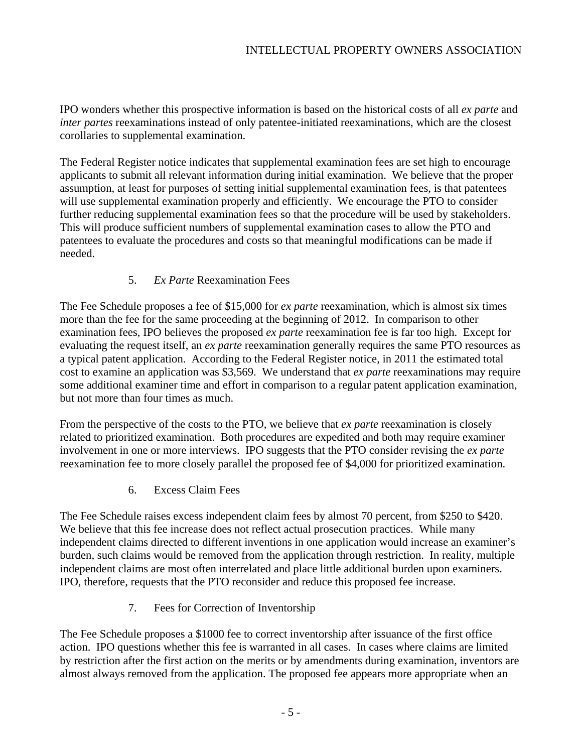IPO wonders whether this prospective information is based on the historical costs of all *ex parte* and *inter partes* reexaminations instead of only patentee-initiated reexaminations, which are the closest corollaries to supplemental examination.

The Federal Register notice indicates that supplemental examination fees are set high to encourage applicants to submit all relevant information during initial examination. We believe that the proper assumption, at least for purposes of setting initial supplemental examination fees, is that patentees will use supplemental examination properly and efficiently. We encourage the PTO to consider further reducing supplemental examination fees so that the procedure will be used by stakeholders. This will produce sufficient numbers of supplemental examination cases to allow the PTO and patentees to evaluate the procedures and costs so that meaningful modifications can be made if needed.

### 5. *Ex Parte* Reexamination Fees

The Fee Schedule proposes a fee of $15,000 for *ex parte* reexamination, which is almost six times more than the fee for the same proceeding at the beginning of 2012. In comparison to other examination fees, IPO believes the proposed *ex parte* reexamination fee is far too high. Except for evaluating the request itself, an *ex parte* reexamination generally requires the same PTO resources as a typical patent application. According to the Federal Register notice, in 2011 the estimated total cost to examine an application was $3,569. We understand that *ex parte* reexaminations may require some additional examiner time and effort in comparison to a regular patent application examination, but not more than four times as much.

From the perspective of the costs to the PTO, we believe that *ex parte* reexamination is closely related to prioritized examination. Both procedures are expedited and both may require examiner involvement in one or more interviews. IPO suggests that the PTO consider revising the *ex parte* reexamination fee to more closely parallel the proposed fee of $4,000 for prioritized examination.

### 6. Excess Claim Fees

The Fee Schedule raises excess independent claim fees by almost 70 percent, from $250 to $420. We believe that this fee increase does not reflect actual prosecution practices. While many independent claims directed to different inventions in one application would increase an examiner's burden, such claims would be removed from the application through restriction. In reality, multiple independent claims are most often interrelated and place little additional burden upon examiners. IPO, therefore, requests that the PTO reconsider and reduce this proposed fee increase.

### 7. Fees for Correction of Inventorship

The Fee Schedule proposes a $1000 fee to correct inventorship after issuance of the first office action. IPO questions whether this fee is warranted in all cases. In cases where claims are limited by restriction after the first action on the merits or by amendments during examination, inventors are almost always removed from the application. The proposed fee appears more appropriate when an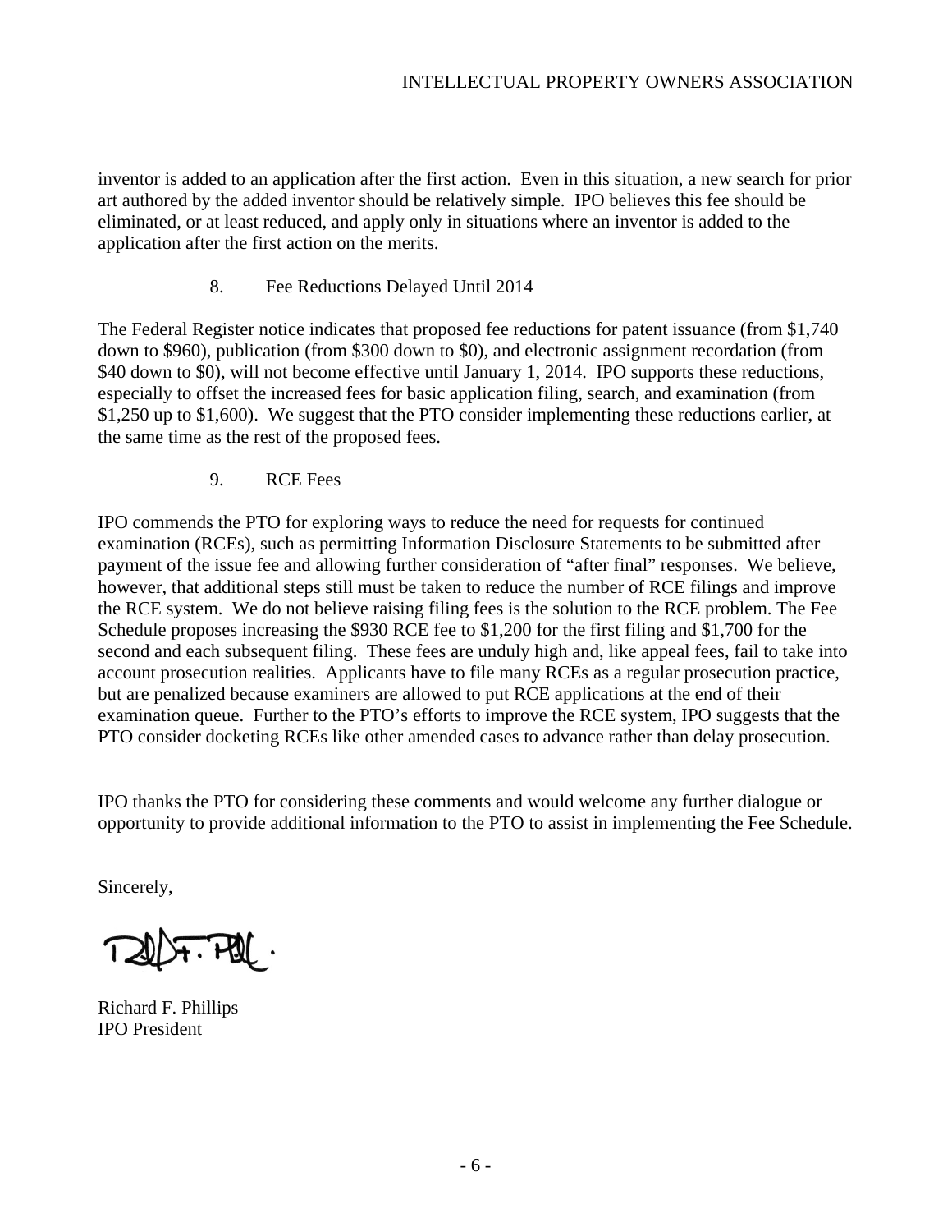inventor is added to an application after the first action. Even in this situation, a new search for prior art authored by the added inventor should be relatively simple. IPO believes this fee should be eliminated, or at least reduced, and apply only in situations where an inventor is added to the application after the first action on the merits.

8. Fee Reductions Delayed Until 2014

The Federal Register notice indicates that proposed fee reductions for patent issuance (from $1,740 down to $960), publication (from $300 down to $0), and electronic assignment recordation (from $40 down to $0), will not become effective until January 1, 2014. IPO supports these reductions, especially to offset the increased fees for basic application filing, search, and examination (from $1,250 up to $1,600). We suggest that the PTO consider implementing these reductions earlier, at the same time as the rest of the proposed fees.

9. RCE Fees

IPO commends the PTO for exploring ways to reduce the need for requests for continued examination (RCEs), such as permitting Information Disclosure Statements to be submitted after payment of the issue fee and allowing further consideration of "after final" responses. We believe, however, that additional steps still must be taken to reduce the number of RCE filings and improve the RCE system. We do not believe raising filing fees is the solution to the RCE problem. The Fee Schedule proposes increasing the $930 RCE fee to $1,200 for the first filing and $1,700 for the second and each subsequent filing. These fees are unduly high and, like appeal fees, fail to take into account prosecution realities. Applicants have to file many RCEs as a regular prosecution practice, but are penalized because examiners are allowed to put RCE applications at the end of their examination queue. Further to the PTO's efforts to improve the RCE system, IPO suggests that the PTO consider docketing RCEs like other amended cases to advance rather than delay prosecution.

IPO thanks the PTO for considering these comments and would welcome any further dialogue or opportunity to provide additional information to the PTO to assist in implementing the Fee Schedule.

Sincerely,

Richard F. Phillips
IPO President